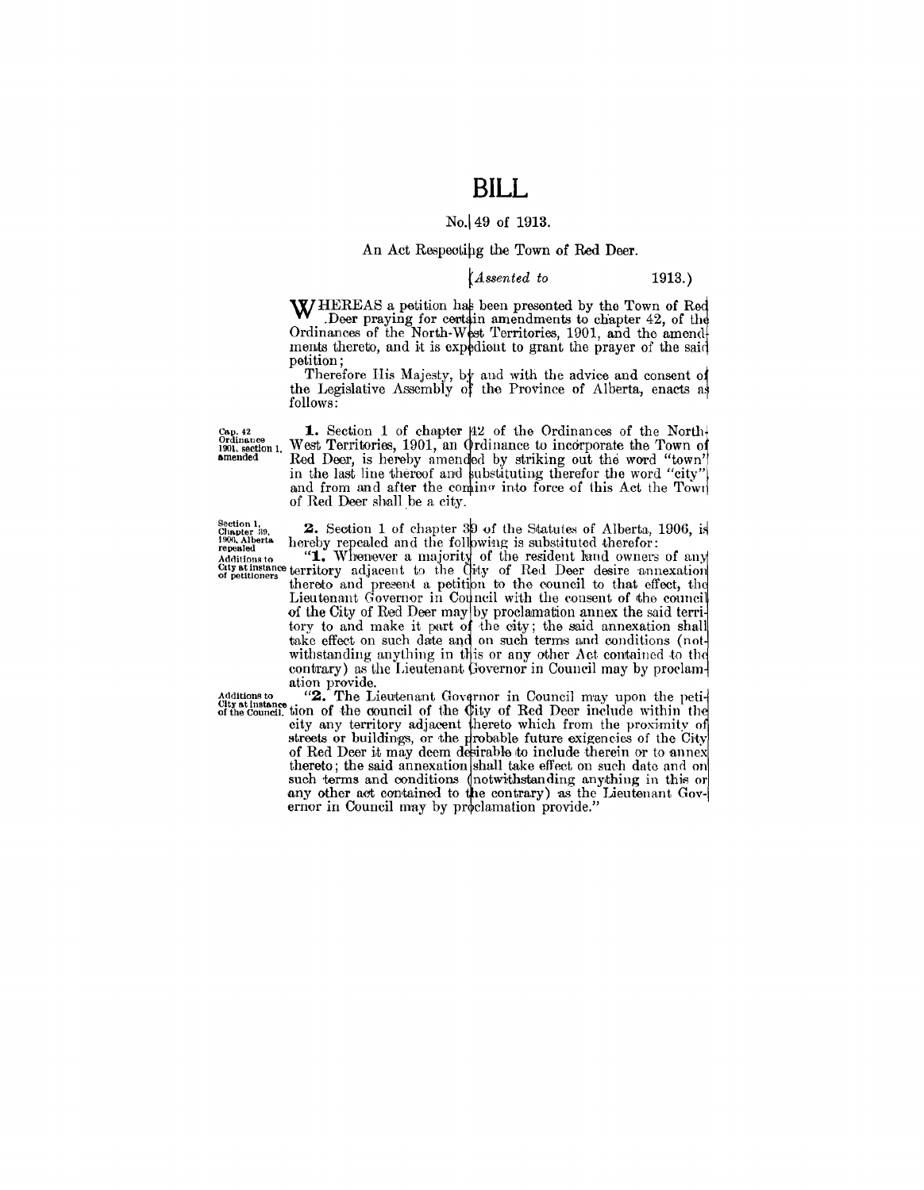# BILL

No. 49 of 1913.

An Act Respecting the Town of Red Deer.

(*Assented to* 1913.)

WHEREAS a petition has been presented by the Town of Red Deer praying for certain amendments to chapter 42, of the Ordinances of the North-West Territories, 1901, and the amendments thereto, and it is expedient to grant the prayer of the said petition;

Therefore His Majesty, by and with the advice and consent of the Legislative Assembly of the Province of Alberta, enacts as follows:

Cap. 42 Ordinance 1901, section 1, amended

**1.** Section 1 of chapter 42 of the Ordinances of the North-West Territories, 1901, an Ordinance to incorporate the Town of Red Deer, is hereby amended by striking out the word "town" in the last line thereof and substituting therefor the word "city", and from and after the coming into force of this Act the Town of Red Deer shall be a city.

Section 1, Chapter 39, 1906, Alberta repealed

**2.** Section 1 of chapter 39 of the Statutes of Alberta, 1906, is hereby repealed and the following is substituted therefor:

Additions to City at instance of petitioners

"**1.** Whenever a majority of the resident land owners of any territory adjacent to the City of Red Deer desire annexation thereto and present a petition to the council to that effect, the Lieutenant Governor in Council with the consent of the council of the City of Red Deer may by proclamation annex the said territory to and make it part of the city; the said annexation shall take effect on such date and on such terms and conditions (notwithstanding anything in this or any other Act contained to the contrary) as the Lieutenant Governor in Council may by proclamation provide.

Additions to City at instance of the Council.

"**2.** The Lieutenant Governor in Council may upon the petition of the council of the City of Red Deer include within the city any territory adjacent thereto which from the proximity of streets or buildings, or the probable future exigencies of the City of Red Deer it may deem desirable to include therein or to annex thereto; the said annexation shall take effect on such date and on such terms and conditions (notwithstanding anything in this or any other act contained to the contrary) as the Lieutenant Governor in Council may by proclamation provide."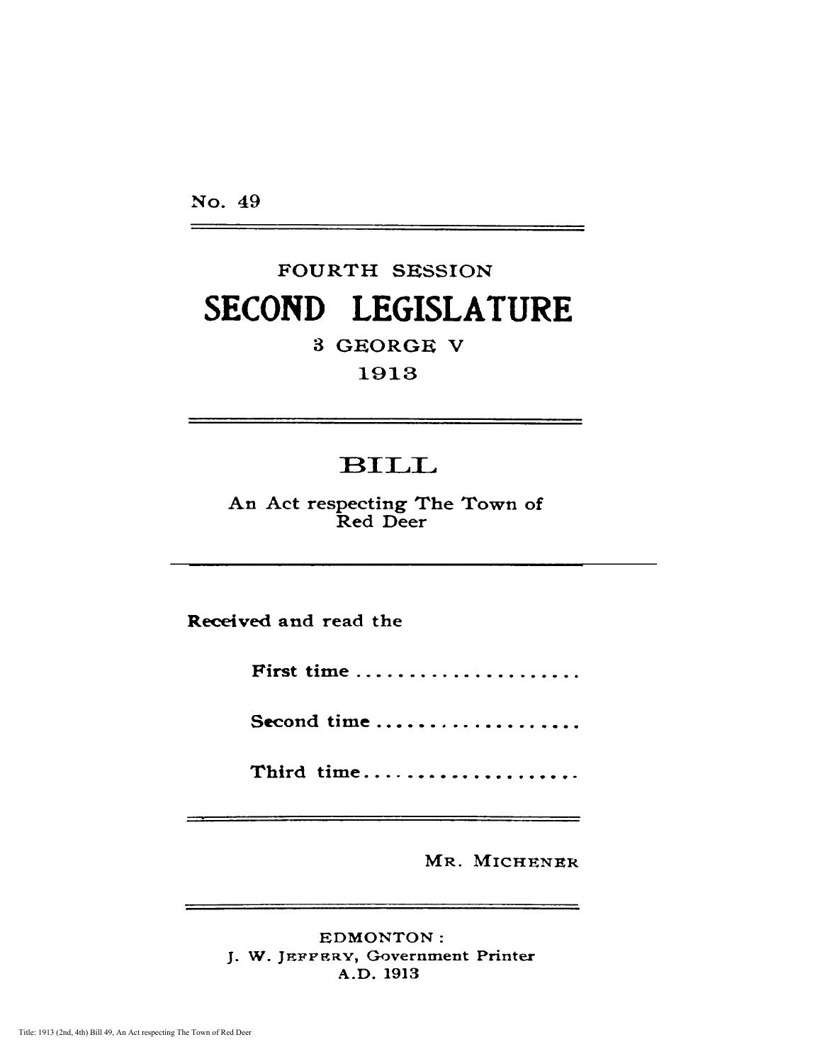No. 49

# FOURTH SESSION

# SECOND LEGISLATURE

3 GEORGE V

1913

## BILL

An Act respecting The Town of Red Deer

Received and read the

First time ....................

Second time ....................

Third time....................

MR. MICHENER

EDMONTON:
J. W. JEFFERY, Government Printer
A.D. 1913

Title: 1913 (2nd, 4th) Bill 49, An Act respecting The Town of Red Deer